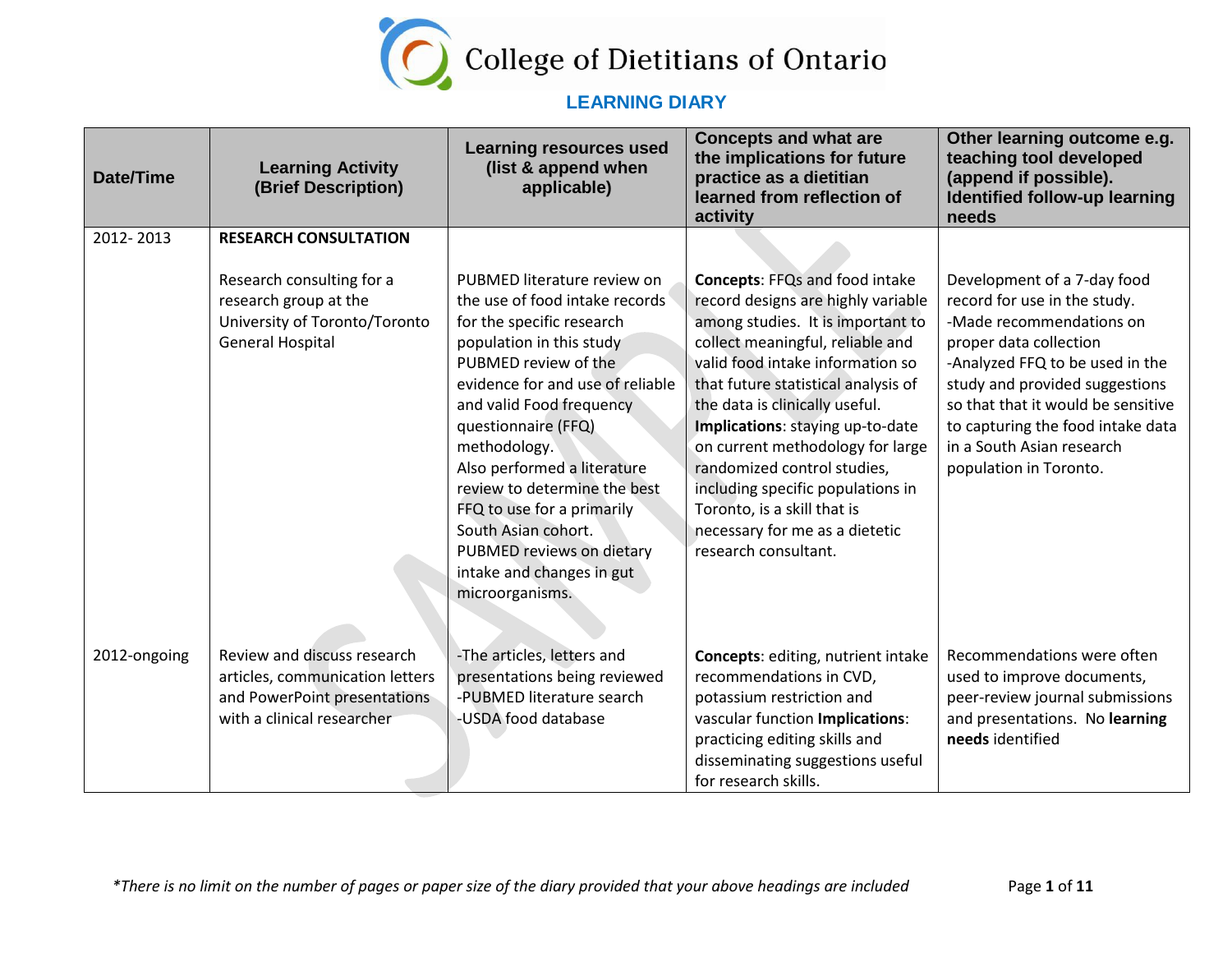# College of Dietitians of Ontario

## LEARNING DIARY

| Date/Time | Learning Activity (Brief Description) | Learning resources used (list & append when applicable) | Concepts and what are the implications for future practice as a dietitian learned from reflection of activity | Other learning outcome e.g. teaching tool developed (append if possible). Identified follow-up learning needs |
|---|---|---|---|---|
| 2012- 2013 | **RESEARCH CONSULTATION**<br><br>Research consulting for a research group at the University of Toronto/Toronto General Hospital | PUBMED literature review on the use of food intake records for the specific research population in this study<br>PUBMED review of the evidence for and use of reliable and valid Food frequency questionnaire (FFQ) methodology.<br>Also performed a literature review to determine the best FFQ to use for a primarily South Asian cohort.<br>PUBMED reviews on dietary intake and changes in gut microorganisms. | **Concepts**: FFQs and food intake record designs are highly variable among studies. It is important to collect meaningful, reliable and valid food intake information so that future statistical analysis of the data is clinically useful.<br>**Implications**: staying up-to-date on current methodology for large randomized control studies, including specific populations in Toronto, is a skill that is necessary for me as a dietetic research consultant. | Development of a 7-day food record for use in the study.<br>-Made recommendations on proper data collection<br>-Analyzed FFQ to be used in the study and provided suggestions so that that it would be sensitive to capturing the food intake data in a South Asian research population in Toronto. |
| 2012-ongoing | Review and discuss research articles, communication letters and PowerPoint presentations with a clinical researcher | -The articles, letters and presentations being reviewed<br>-PUBMED literature search<br>-USDA food database | **Concepts**: editing, nutrient intake recommendations in CVD, potassium restriction and vascular function **Implications**: practicing editing skills and disseminating suggestions useful for research skills. | Recommendations were often used to improve documents, peer-review journal submissions and presentations. No **learning needs** identified |

*\*There is no limit on the number of pages or paper size of the diary provided that your above headings are included*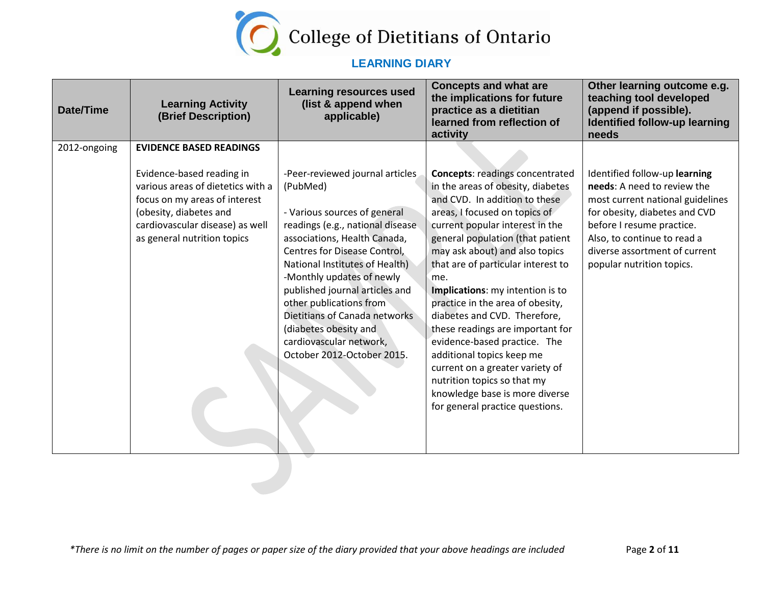# College of Dietitians of Ontario

## LEARNING DIARY

| Date/Time | Learning Activity (Brief Description) | Learning resources used (list & append when applicable) | Concepts and what are the implications for future practice as a dietitian learned from reflection of activity | Other learning outcome e.g. teaching tool developed (append if possible). Identified follow-up learning needs |
|---|---|---|---|---|
| 2012-ongoing | **EVIDENCE BASED READINGS**<br><br>Evidence-based reading in various areas of dietetics with a focus on my areas of interest (obesity, diabetes and cardiovascular disease) as well as general nutrition topics | -Peer-reviewed journal articles (PubMed)<br><br>- Various sources of general readings (e.g., national disease associations, Health Canada, Centres for Disease Control, National Institutes of Health)<br>-Monthly updates of newly published journal articles and other publications from Dietitians of Canada networks (diabetes obesity and cardiovascular network, October 2012-October 2015. | **Concepts**: readings concentrated in the areas of obesity, diabetes and CVD. In addition to these areas, I focused on topics of current popular interest in the general population (that patient may ask about) and also topics that are of particular interest to me.<br>**Implications**: my intention is to practice in the area of obesity, diabetes and CVD. Therefore, these readings are important for evidence-based practice. The additional topics keep me current on a greater variety of nutrition topics so that my knowledge base is more diverse for general practice questions. | Identified follow-up **learning needs**: A need to review the most current national guidelines for obesity, diabetes and CVD before I resume practice. Also, to continue to read a diverse assortment of current popular nutrition topics. |

*There is no limit on the number of pages or paper size of the diary provided that your above headings are included*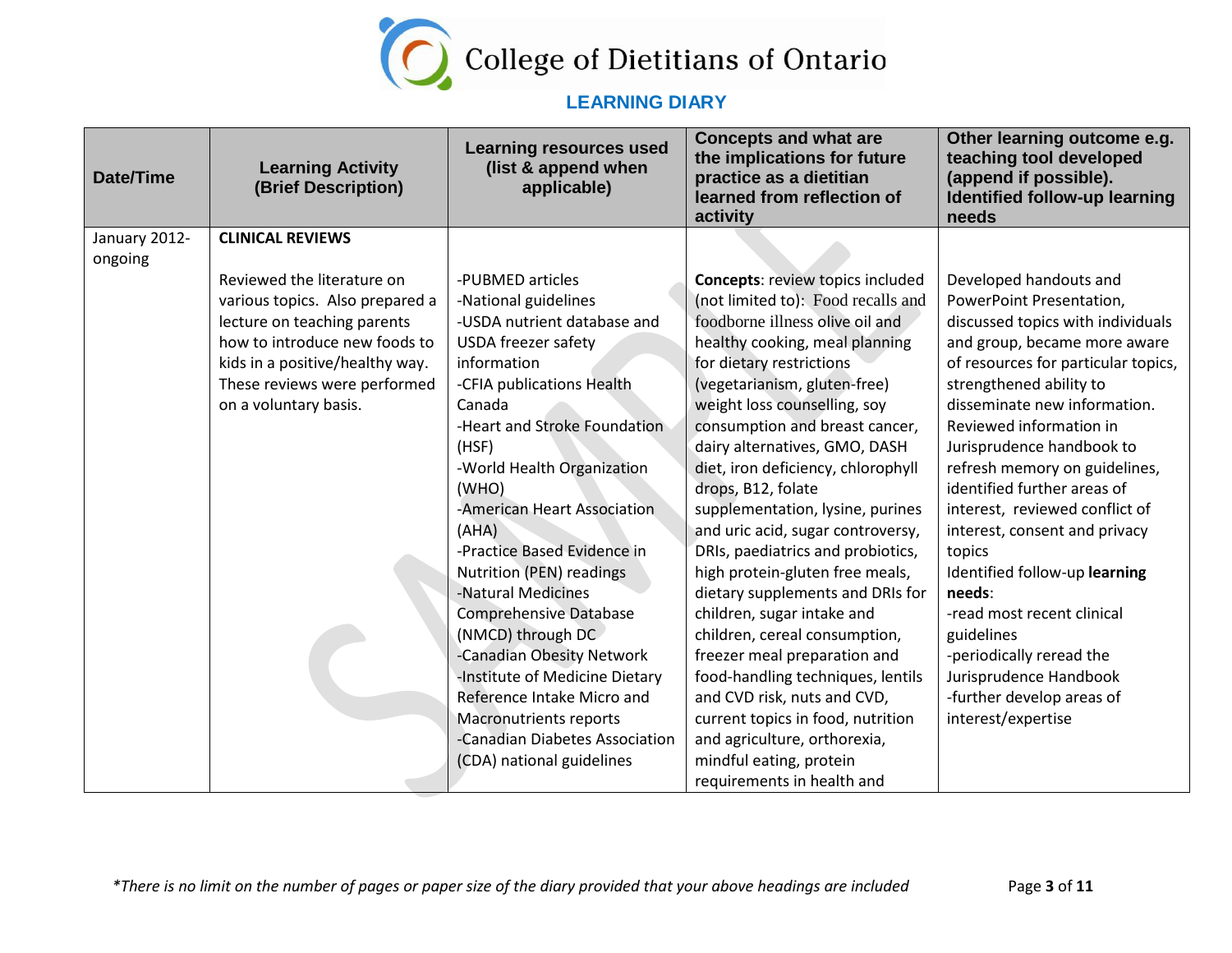# College of Dietitians of Ontario

## LEARNING DIARY

| Date/Time | Learning Activity (Brief Description) | Learning resources used (list & append when applicable) | Concepts and what are the implications for future practice as a dietitian learned from reflection of activity | Other learning outcome e.g. teaching tool developed (append if possible). Identified follow-up learning needs |
|---|---|---|---|---|
| January 2012-ongoing | **CLINICAL REVIEWS**<br><br>Reviewed the literature on various topics. Also prepared a lecture on teaching parents how to introduce new foods to kids in a positive/healthy way. These reviews were performed on a voluntary basis. | -PUBMED articles<br>-National guidelines<br>-USDA nutrient database and USDA freezer safety information<br>-CFIA publications Health Canada<br>-Heart and Stroke Foundation (HSF)<br>-World Health Organization (WHO)<br>-American Heart Association (AHA)<br>-Practice Based Evidence in Nutrition (PEN) readings<br>-Natural Medicines Comprehensive Database (NMCD) through DC<br>-Canadian Obesity Network<br>-Institute of Medicine Dietary Reference Intake Micro and Macronutrients reports<br>-Canadian Diabetes Association (CDA) national guidelines | **Concepts**: review topics included (not limited to): Food recalls and foodborne illness olive oil and healthy cooking, meal planning for dietary restrictions (vegetarianism, gluten-free) weight loss counselling, soy consumption and breast cancer, dairy alternatives, GMO, DASH diet, iron deficiency, chlorophyll drops, B12, folate supplementation, lysine, purines and uric acid, sugar controversy, DRIs, paediatrics and probiotics, high protein-gluten free meals, dietary supplements and DRIs for children, sugar intake and children, cereal consumption, freezer meal preparation and food-handling techniques, lentils and CVD risk, nuts and CVD, current topics in food, nutrition and agriculture, orthorexia, mindful eating, protein requirements in health and | Developed handouts and PowerPoint Presentation, discussed topics with individuals and group, became more aware of resources for particular topics, strengthened ability to disseminate new information. Reviewed information in Jurisprudence handbook to refresh memory on guidelines, identified further areas of interest, reviewed conflict of interest, consent and privacy topics<br>Identified follow-up **learning needs**:<br>-read most recent clinical guidelines<br>-periodically reread the Jurisprudence Handbook<br>-further develop areas of interest/expertise |

*\*There is no limit on the number of pages or paper size of the diary provided that your above headings are included*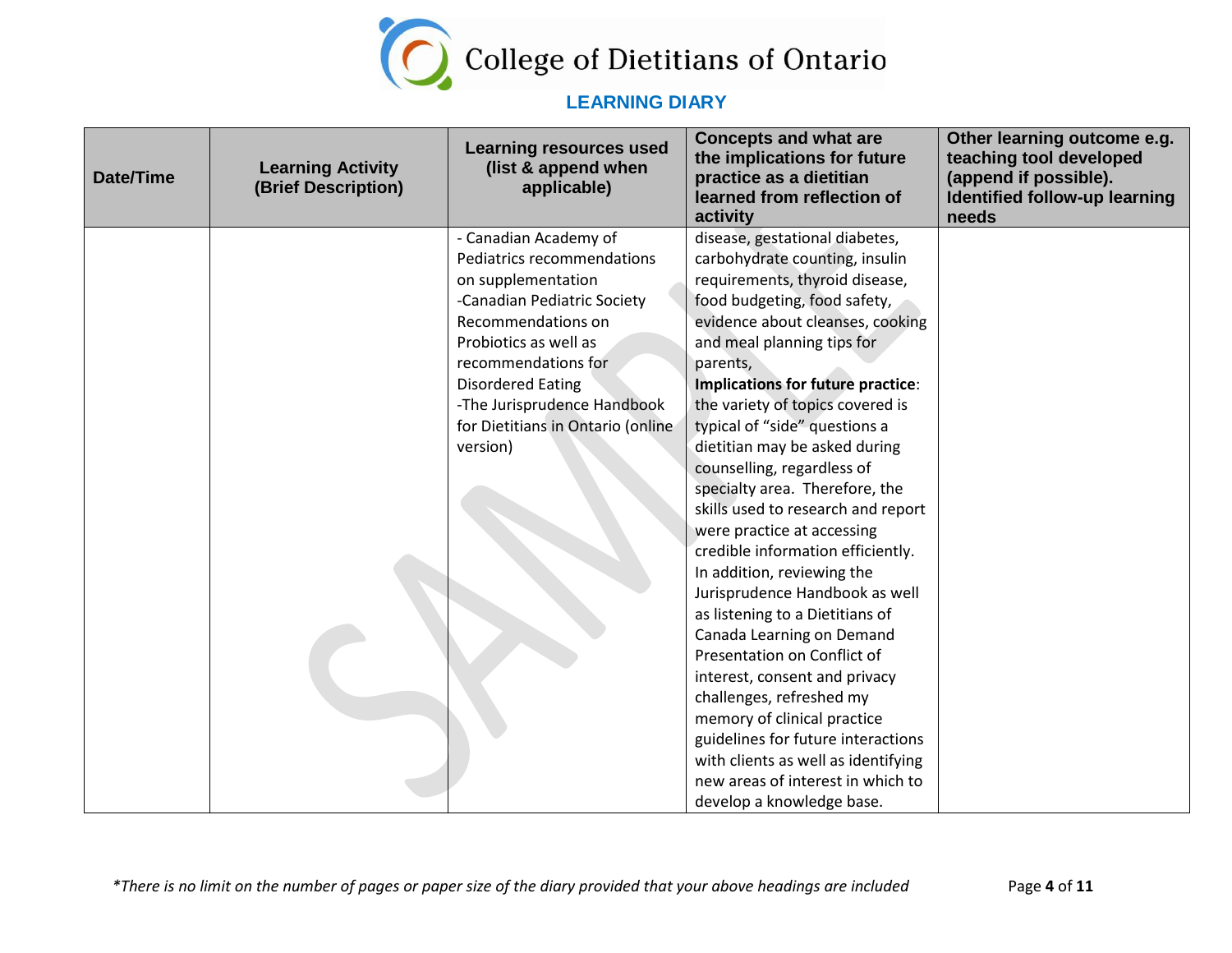# LEARNING DIARY

| Date/Time | Learning Activity (Brief Description) | Learning resources used (list & append when applicable) | Concepts and what are the implications for future practice as a dietitian learned from reflection of activity | Other learning outcome e.g. teaching tool developed (append if possible). Identified follow-up learning needs |
|---|---|---|---|---|
| | | - Canadian Academy of Pediatrics recommendations on supplementation<br>-Canadian Pediatric Society Recommendations on Probiotics as well as recommendations for Disordered Eating<br>-The Jurisprudence Handbook for Dietitians in Ontario (online version) | disease, gestational diabetes, carbohydrate counting, insulin requirements, thyroid disease, food budgeting, food safety, evidence about cleanses, cooking and meal planning tips for parents,<br>**Implications for future practice**: the variety of topics covered is typical of "side" questions a dietitian may be asked during counselling, regardless of specialty area. Therefore, the skills used to research and report were practice at accessing credible information efficiently. In addition, reviewing the Jurisprudence Handbook as well as listening to a Dietitians of Canada Learning on Demand Presentation on Conflict of interest, consent and privacy challenges, refreshed my memory of clinical practice guidelines for future interactions with clients as well as identifying new areas of interest in which to develop a knowledge base. | |

*\*There is no limit on the number of pages or paper size of the diary provided that your above headings are included*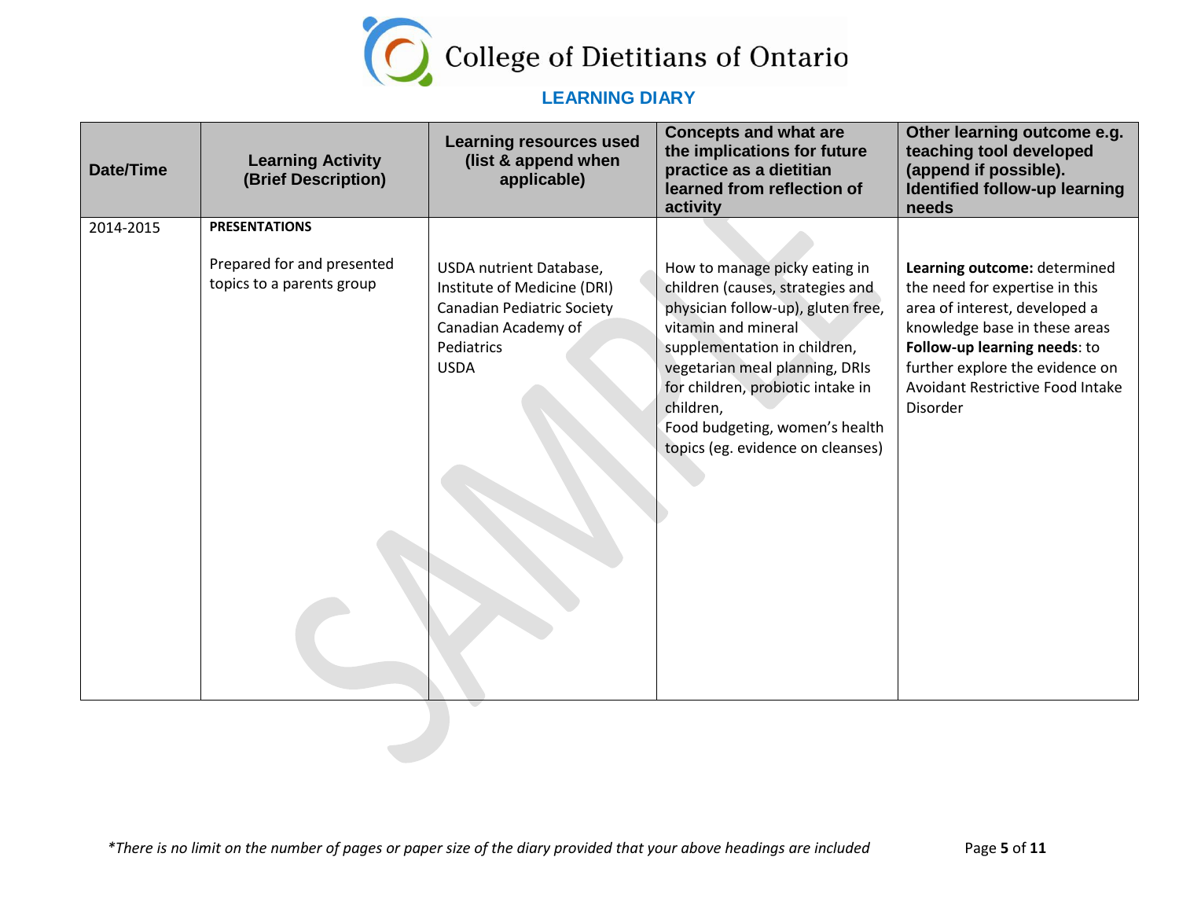College of Dietitians of Ontario

**LEARNING DIARY**

| Date/Time | Learning Activity (Brief Description) | Learning resources used (list & append when applicable) | Concepts and what are the implications for future practice as a dietitian learned from reflection of activity | Other learning outcome e.g. teaching tool developed (append if possible). Identified follow-up learning needs |
|---|---|---|---|---|
| 2014-2015 | **PRESENTATIONS**<br><br>Prepared for and presented topics to a parents group | USDA nutrient Database, Institute of Medicine (DRI)<br>Canadian Pediatric Society<br>Canadian Academy of Pediatrics<br>USDA | How to manage picky eating in children (causes, strategies and physician follow-up), gluten free, vitamin and mineral supplementation in children, vegetarian meal planning, DRIs for children, probiotic intake in children,<br>Food budgeting, women's health topics (eg. evidence on cleanses) | **Learning outcome:** determined the need for expertise in this area of interest, developed a knowledge base in these areas<br>**Follow-up learning needs**: to further explore the evidence on Avoidant Restrictive Food Intake Disorder |

*\*There is no limit on the number of pages or paper size of the diary provided that your above headings are included*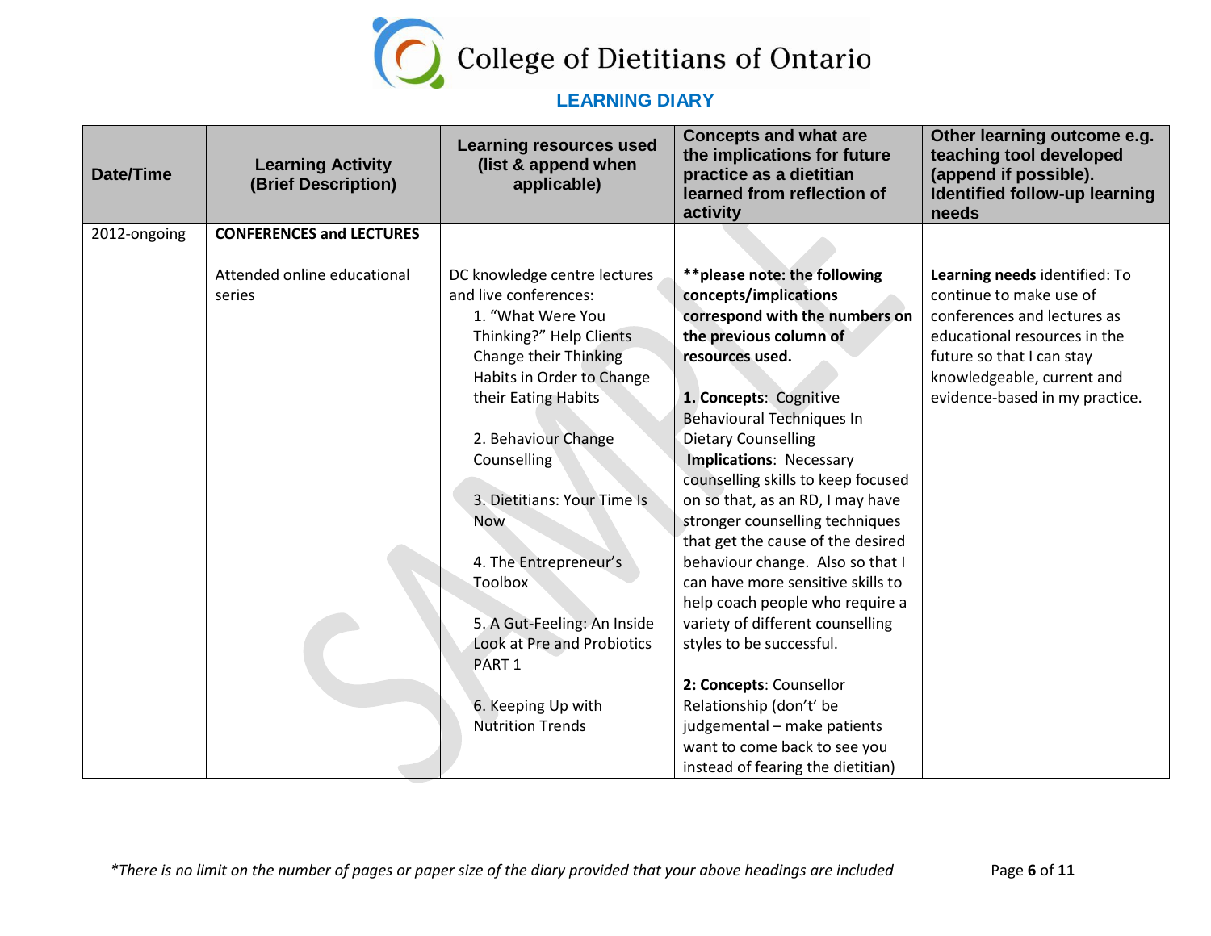# College of Dietitians of Ontario

## LEARNING DIARY

| Date/Time | Learning Activity (Brief Description) | Learning resources used (list & append when applicable) | Concepts and what are the implications for future practice as a dietitian learned from reflection of activity | Other learning outcome e.g. teaching tool developed (append if possible). Identified follow-up learning needs |
|---|---|---|---|---|
| 2012-ongoing | **CONFERENCES and LECTURES**<br><br>Attended online educational series | DC knowledge centre lectures and live conferences:<br>1. "What Were You Thinking?" Help Clients Change their Thinking Habits in Order to Change their Eating Habits<br><br>2. Behaviour Change Counselling<br><br>3. Dietitians: Your Time Is Now<br><br>4. The Entrepreneur's Toolbox<br><br>5. A Gut-Feeling: An Inside Look at Pre and Probiotics PART 1<br><br>6. Keeping Up with Nutrition Trends | **\*\*please note: the following concepts/implications correspond with the numbers on the previous column of resources used.**<br><br>**1. Concepts**: Cognitive Behavioural Techniques In Dietary Counselling<br>**Implications**: Necessary counselling skills to keep focused on so that, as an RD, I may have stronger counselling techniques that get the cause of the desired behaviour change. Also so that I can have more sensitive skills to help coach people who require a variety of different counselling styles to be successful.<br><br>**2: Concepts**: Counsellor Relationship (don't' be judgemental – make patients want to come back to see you instead of fearing the dietitian) | **Learning needs** identified: To continue to make use of conferences and lectures as educational resources in the future so that I can stay knowledgeable, current and evidence-based in my practice. |

*\*There is no limit on the number of pages or paper size of the diary provided that your above headings are included*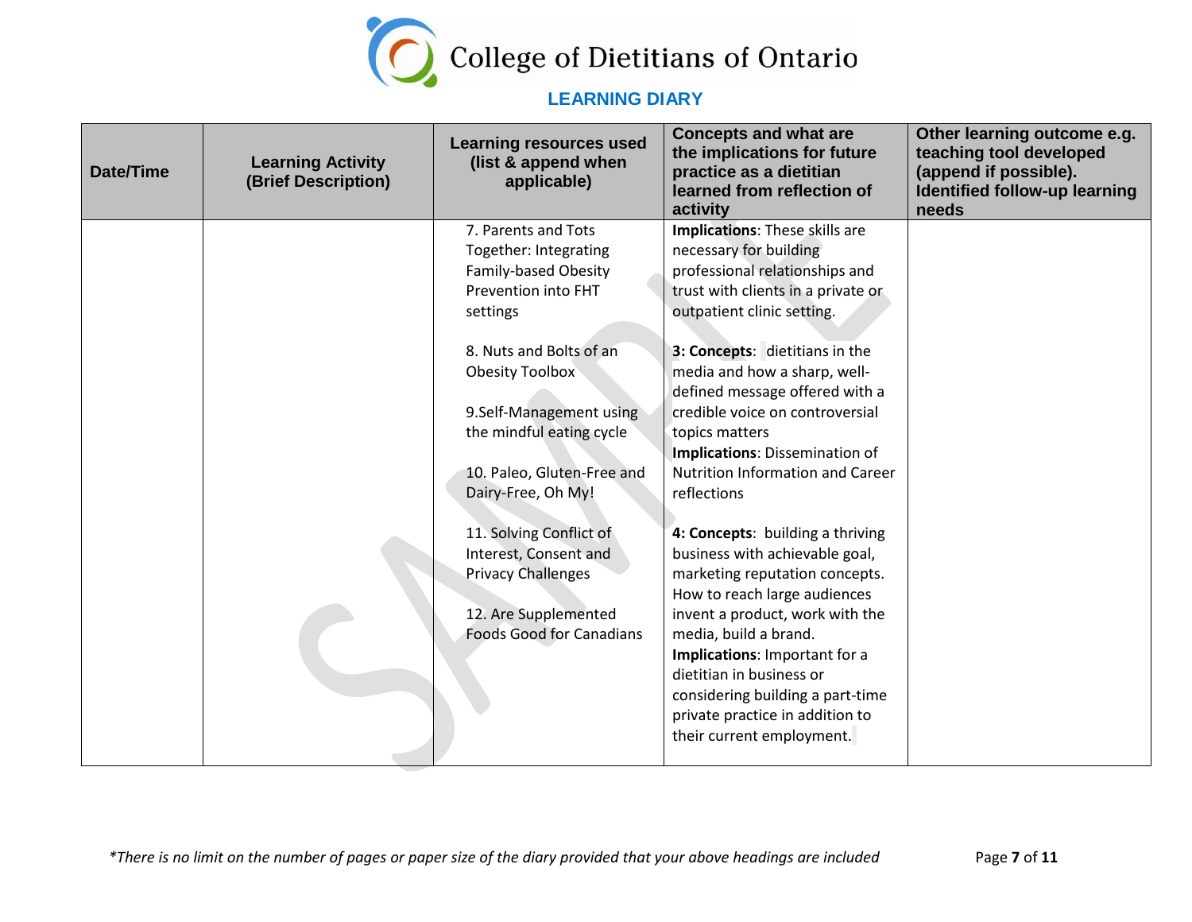# College of Dietitians of Ontario

## LEARNING DIARY

| Date/Time | Learning Activity (Brief Description) | Learning resources used (list & append when applicable) | Concepts and what are the implications for future practice as a dietitian learned from reflection of activity | Other learning outcome e.g. teaching tool developed (append if possible). Identified follow-up learning needs |
|---|---|---|---|---|
| | | 7. Parents and Tots Together: Integrating Family-based Obesity Prevention into FHT settings<br><br>8. Nuts and Bolts of an Obesity Toolbox<br><br>9.Self-Management using the mindful eating cycle<br><br>10. Paleo, Gluten-Free and Dairy-Free, Oh My!<br><br>11. Solving Conflict of Interest, Consent and Privacy Challenges<br><br>12. Are Supplemented Foods Good for Canadians | **Implications**: These skills are necessary for building professional relationships and trust with clients in a private or outpatient clinic setting.<br><br>**3: Concepts**: dietitians in the media and how a sharp, well-defined message offered with a credible voice on controversial topics matters<br>**Implications**: Dissemination of Nutrition Information and Career reflections<br><br>**4: Concepts**: building a thriving business with achievable goal, marketing reputation concepts. How to reach large audiences invent a product, work with the media, build a brand.<br>**Implications**: Important for a dietitian in business or considering building a part-time private practice in addition to their current employment. | |

*\*There is no limit on the number of pages or paper size of the diary provided that your above headings are included*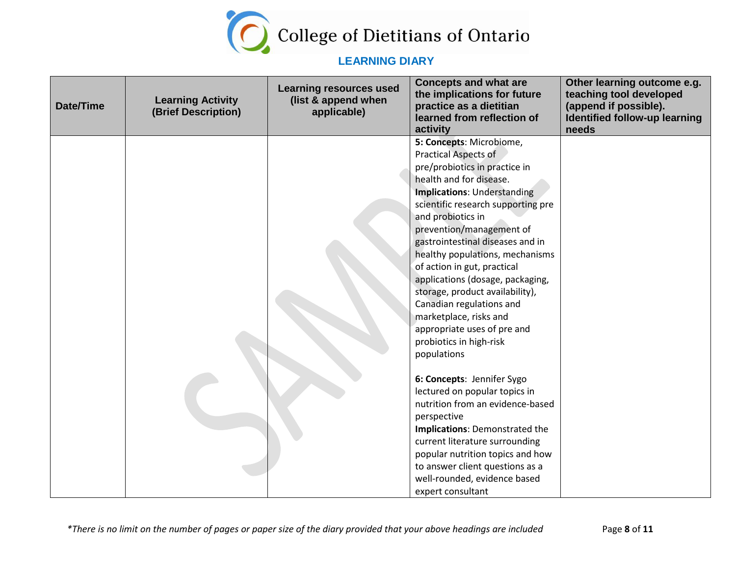# College of Dietitians of Ontario

## LEARNING DIARY

| Date/Time | Learning Activity (Brief Description) | Learning resources used (list & append when applicable) | Concepts and what are the implications for future practice as a dietitian learned from reflection of activity | Other learning outcome e.g. teaching tool developed (append if possible). Identified follow-up learning needs |
|---|---|---|---|---|
| | | | **5: Concepts**: Microbiome, Practical Aspects of pre/probiotics in practice in health and for disease.<br>**Implications**: Understanding scientific research supporting pre and probiotics in prevention/management of gastrointestinal diseases and in healthy populations, mechanisms of action in gut, practical applications (dosage, packaging, storage, product availability), Canadian regulations and marketplace, risks and appropriate uses of pre and probiotics in high-risk populations<br><br>**6: Concepts**: Jennifer Sygo lectured on popular topics in nutrition from an evidence-based perspective<br>**Implications**: Demonstrated the current literature surrounding popular nutrition topics and how to answer client questions as a well-rounded, evidence based expert consultant | |

*There is no limit on the number of pages or paper size of the diary provided that your above headings are included*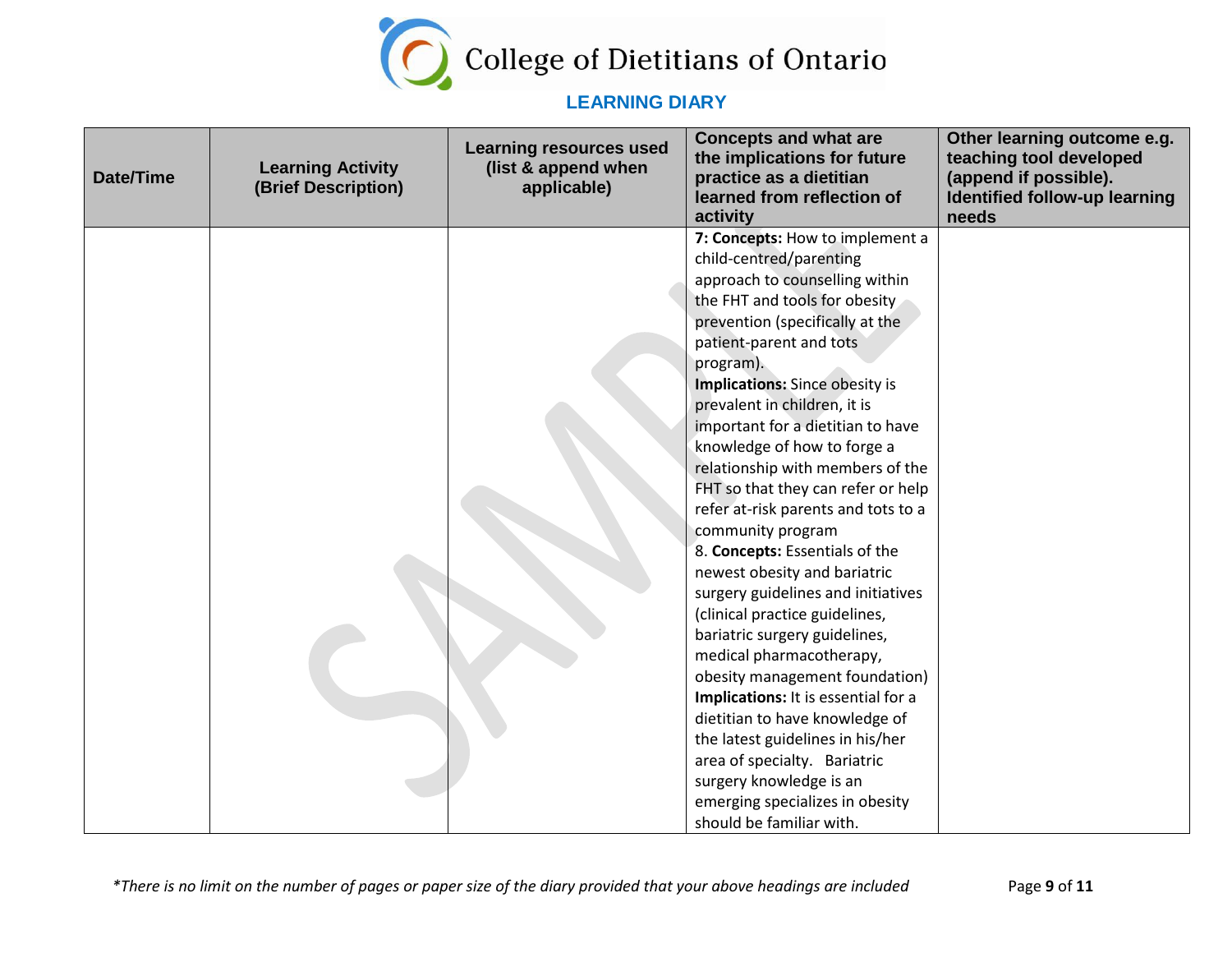College of Dietitians of Ontario

**LEARNING DIARY**

| Date/Time | Learning Activity (Brief Description) | Learning resources used (list & append when applicable) | Concepts and what are the implications for future practice as a dietitian learned from reflection of activity | Other learning outcome e.g. teaching tool developed (append if possible). Identified follow-up learning needs |
|---|---|---|---|---|
| | | | **7: Concepts:** How to implement a child-centred/parenting approach to counselling within the FHT and tools for obesity prevention (specifically at the patient-parent and tots program).<br>**Implications:** Since obesity is prevalent in children, it is important for a dietitian to have knowledge of how to forge a relationship with members of the FHT so that they can refer or help refer at-risk parents and tots to a community program<br>8. **Concepts:** Essentials of the newest obesity and bariatric surgery guidelines and initiatives (clinical practice guidelines, bariatric surgery guidelines, medical pharmacotherapy, obesity management foundation)<br>**Implications:** It is essential for a dietitian to have knowledge of the latest guidelines in his/her area of specialty. Bariatric surgery knowledge is an emerging specializes in obesity should be familiar with. | |

*\*There is no limit on the number of pages or paper size of the diary provided that your above headings are included*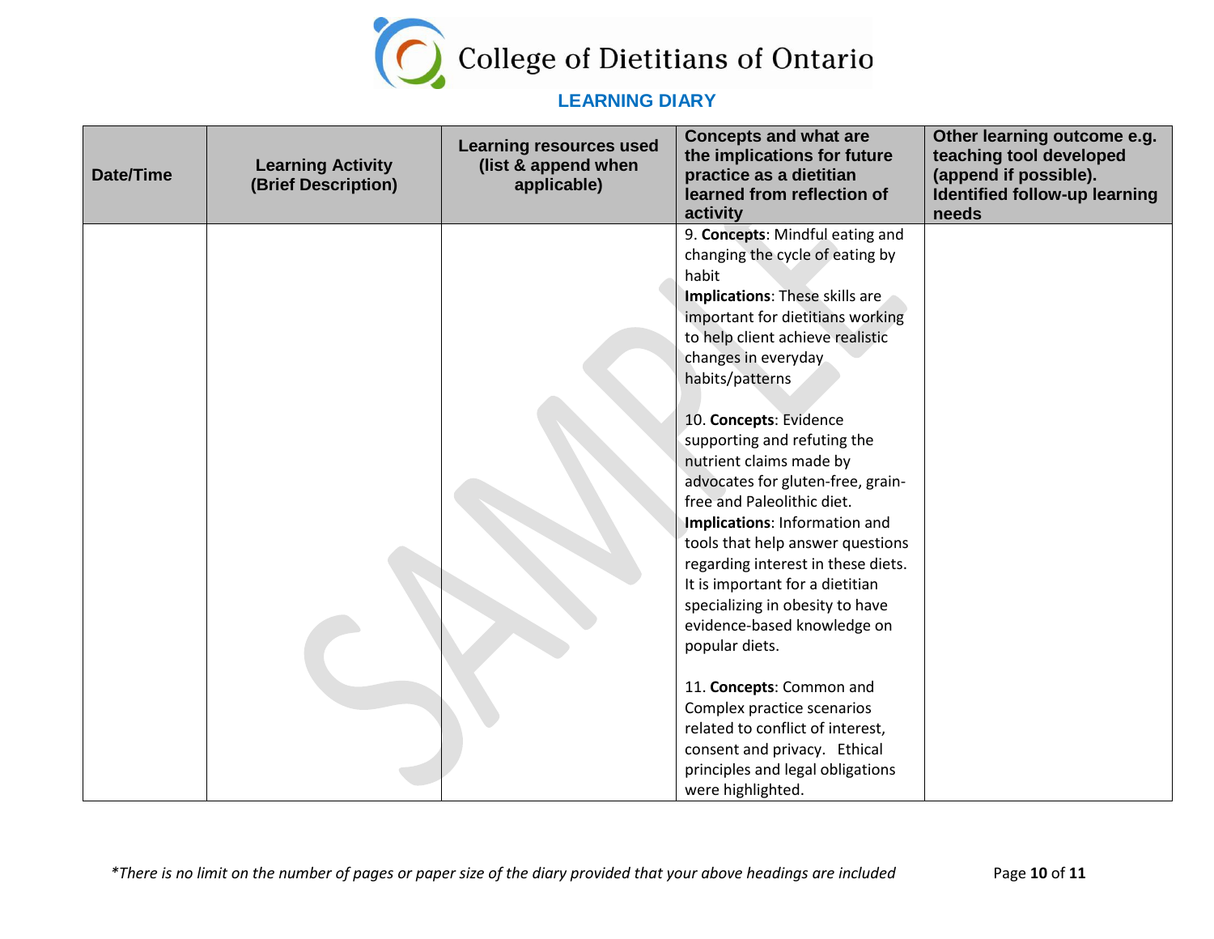# College of Dietitians of Ontario

## LEARNING DIARY

| Date/Time | Learning Activity (Brief Description) | Learning resources used (list & append when applicable) | Concepts and what are the implications for future practice as a dietitian learned from reflection of activity | Other learning outcome e.g. teaching tool developed (append if possible). Identified follow-up learning needs |
|---|---|---|---|---|
| | | | 9. **Concepts**: Mindful eating and changing the cycle of eating by habit<br>**Implications**: These skills are important for dietitians working to help client achieve realistic changes in everyday habits/patterns<br><br>10. **Concepts**: Evidence supporting and refuting the nutrient claims made by advocates for gluten-free, grain-free and Paleolithic diet.<br>**Implications**: Information and tools that help answer questions regarding interest in these diets. It is important for a dietitian specializing in obesity to have evidence-based knowledge on popular diets.<br><br>11. **Concepts**: Common and Complex practice scenarios related to conflict of interest, consent and privacy. Ethical principles and legal obligations were highlighted. | |

*\*There is no limit on the number of pages or paper size of the diary provided that your above headings are included*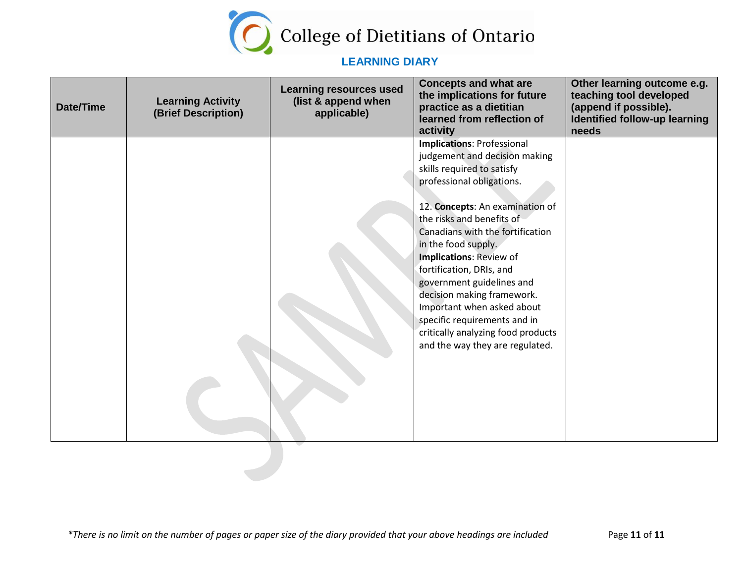# College of Dietitians of Ontario

## LEARNING DIARY

| Date/Time | Learning Activity (Brief Description) | Learning resources used (list & append when applicable) | Concepts and what are the implications for future practice as a dietitian learned from reflection of activity | Other learning outcome e.g. teaching tool developed (append if possible). Identified follow-up learning needs |
|---|---|---|---|---|
| | | | **Implications**: Professional judgement and decision making skills required to satisfy professional obligations.<br><br>12. **Concepts**: An examination of the risks and benefits of Canadians with the fortification in the food supply.<br>**Implications**: Review of fortification, DRIs, and government guidelines and decision making framework. Important when asked about specific requirements and in critically analyzing food products and the way they are regulated. | |

*There is no limit on the number of pages or paper size of the diary provided that your above headings are included